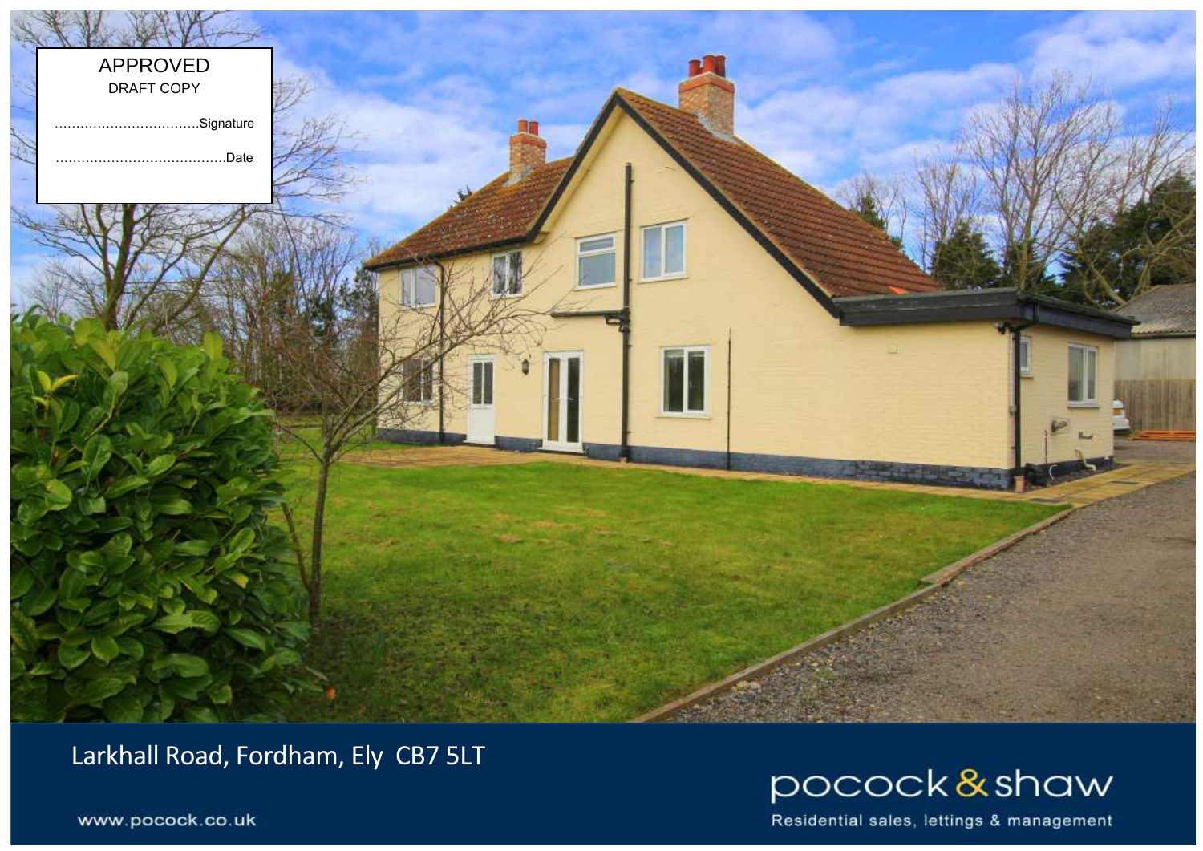APPROVED
DRAFT COPY

..................................Signature

.........................................Date

# Larkhall Road, Fordham, Ely CB7 5LT

www.pocock.co.uk

pocock&shaw

Residential sales, lettings & management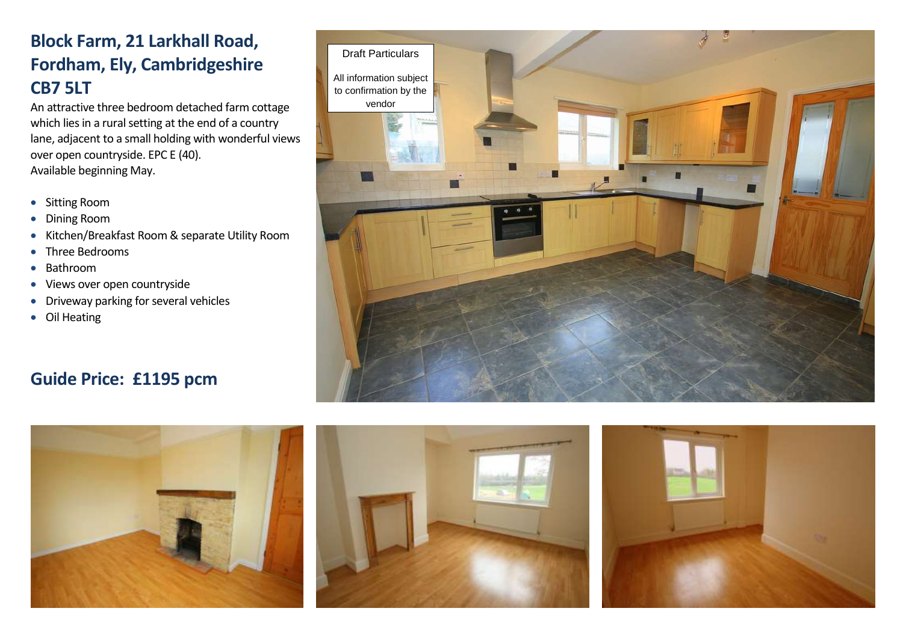# Block Farm, 21 Larkhall Road, Fordham, Ely, Cambridgeshire CB7 5LT

An attractive three bedroom detached farm cottage which lies in a rural setting at the end of a country lane, adjacent to a small holding with wonderful views over open countryside. EPC E (40).
Available beginning May.

- Sitting Room
- Dining Room
- Kitchen/Breakfast Room & separate Utility Room
- Three Bedrooms
- Bathroom
- Views over open countryside
- Driveway parking for several vehicles
- Oil Heating

## Guide Price: £1195 pcm

Draft Particulars

All information subject to confirmation by the vendor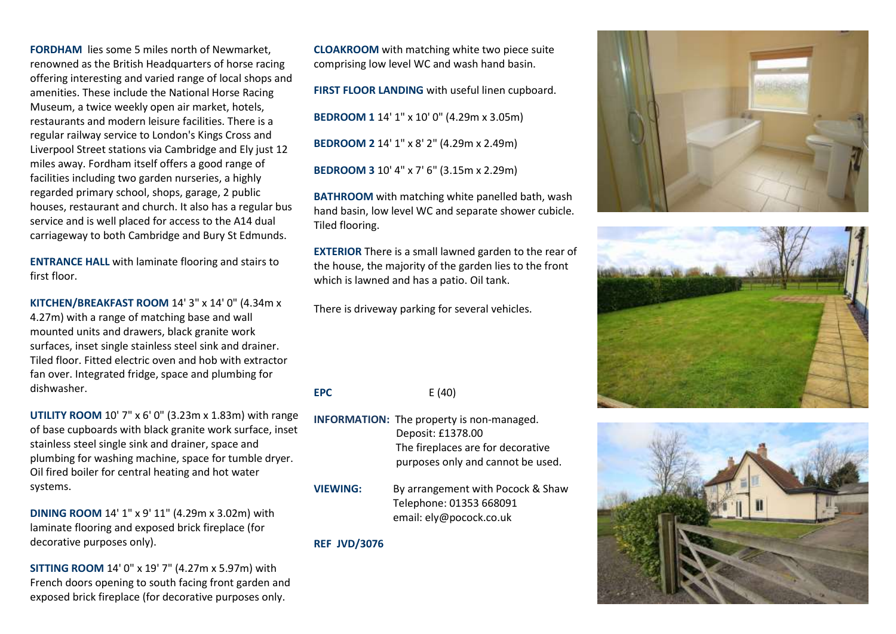**FORDHAM** lies some 5 miles north of Newmarket, renowned as the British Headquarters of horse racing offering interesting and varied range of local shops and amenities. These include the National Horse Racing Museum, a twice weekly open air market, hotels, restaurants and modern leisure facilities. There is a regular railway service to London's Kings Cross and Liverpool Street stations via Cambridge and Ely just 12 miles away. Fordham itself offers a good range of facilities including two garden nurseries, a highly regarded primary school, shops, garage, 2 public houses, restaurant and church. It also has a regular bus service and is well placed for access to the A14 dual carriageway to both Cambridge and Bury St Edmunds.

**ENTRANCE HALL** with laminate flooring and stairs to first floor.

**KITCHEN/BREAKFAST ROOM** 14' 3" x 14' 0" (4.34m x 4.27m) with a range of matching base and wall mounted units and drawers, black granite work surfaces, inset single stainless steel sink and drainer. Tiled floor. Fitted electric oven and hob with extractor fan over. Integrated fridge, space and plumbing for dishwasher.

**UTILITY ROOM** 10' 7" x 6' 0" (3.23m x 1.83m) with range of base cupboards with black granite work surface, inset stainless steel single sink and drainer, space and plumbing for washing machine, space for tumble dryer. Oil fired boiler for central heating and hot water systems.

**DINING ROOM** 14' 1" x 9' 11" (4.29m x 3.02m) with laminate flooring and exposed brick fireplace (for decorative purposes only).

**SITTING ROOM** 14' 0" x 19' 7" (4.27m x 5.97m) with French doors opening to south facing front garden and exposed brick fireplace (for decorative purposes only.

**CLOAKROOM** with matching white two piece suite comprising low level WC and wash hand basin.

**FIRST FLOOR LANDING** with useful linen cupboard.

**BEDROOM 1** 14' 1" x 10' 0" (4.29m x 3.05m)

**BEDROOM 2** 14' 1" x 8' 2" (4.29m x 2.49m)

**BEDROOM 3** 10' 4" x 7' 6" (3.15m x 2.29m)

**BATHROOM** with matching white panelled bath, wash hand basin, low level WC and separate shower cubicle. Tiled flooring.

**EXTERIOR** There is a small lawned garden to the rear of the house, the majority of the garden lies to the front which is lawned and has a patio. Oil tank.

There is driveway parking for several vehicles.

**EPC** E (40)

**INFORMATION:** The property is non-managed.
Deposit: £1378.00
The fireplaces are for decorative purposes only and cannot be used.

**VIEWING:** By arrangement with Pocock & Shaw
Telephone: 01353 668091
email: ely@pocock.co.uk

**REF JVD/3076**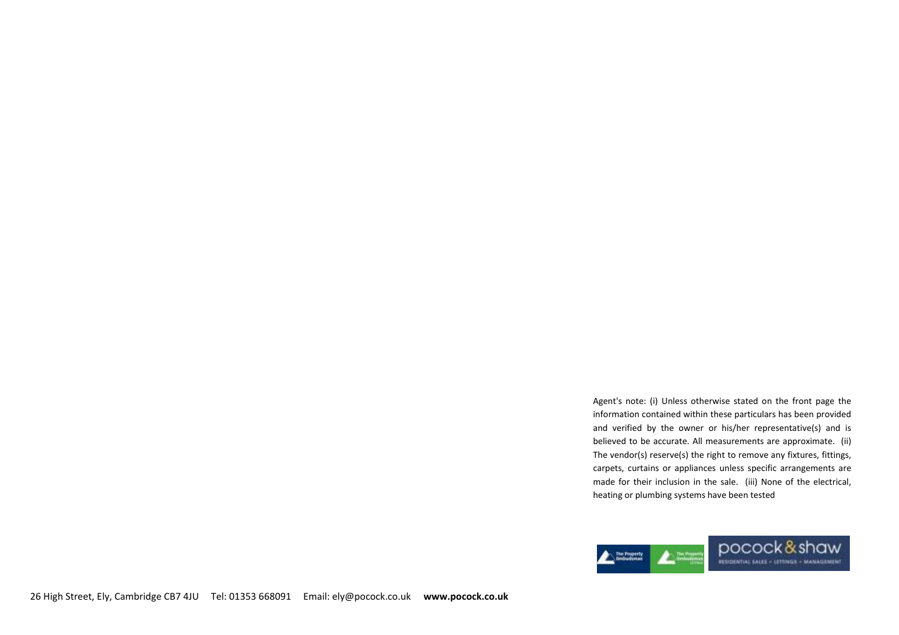Agent's note: (i) Unless otherwise stated on the front page the information contained within these particulars has been provided and verified by the owner or his/her representative(s) and is believed to be accurate. All measurements are approximate. (ii) The vendor(s) reserve(s) the right to remove any fixtures, fittings, carpets, curtains or appliances unless specific arrangements are made for their inclusion in the sale. (iii) None of the electrical, heating or plumbing systems have been tested

26 High Street, Ely, Cambridge CB7 4JU Tel: 01353 668091 Email: ely@pocock.co.uk **www.pocock.co.uk**